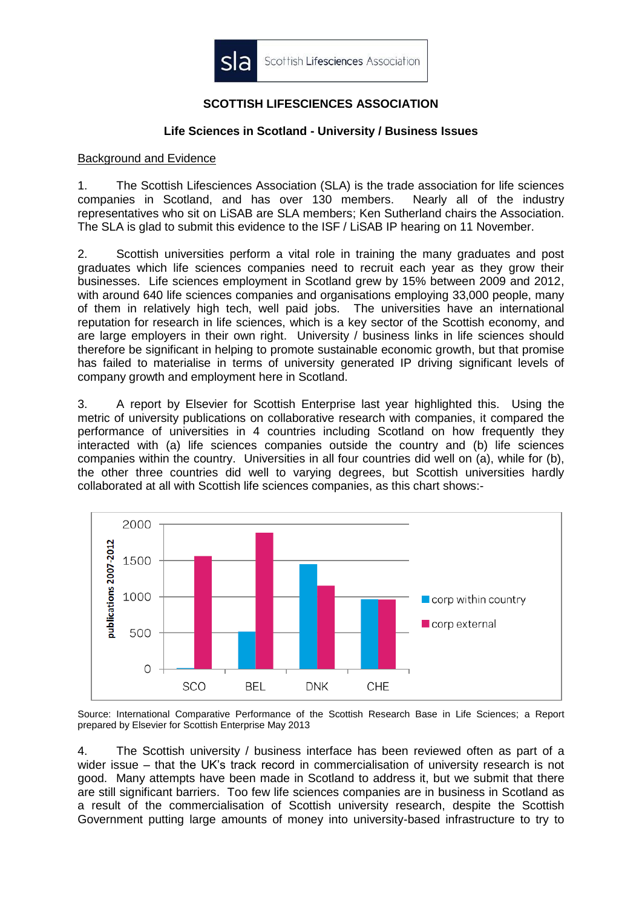sla Scottish Lifesciences Association

**SCOTTISH LIFESCIENCES ASSOCIATION**

**Life Sciences in Scotland - University / Business Issues**

Background and Evidence

1. The Scottish Lifesciences Association (SLA) is the trade association for life sciences companies in Scotland, and has over 130 members. Nearly all of the industry representatives who sit on LiSAB are SLA members; Ken Sutherland chairs the Association. The SLA is glad to submit this evidence to the ISF / LiSAB IP hearing on 11 November.

2. Scottish universities perform a vital role in training the many graduates and post graduates which life sciences companies need to recruit each year as they grow their businesses. Life sciences employment in Scotland grew by 15% between 2009 and 2012, with around 640 life sciences companies and organisations employing 33,000 people, many of them in relatively high tech, well paid jobs. The universities have an international reputation for research in life sciences, which is a key sector of the Scottish economy, and are large employers in their own right. University / business links in life sciences should therefore be significant in helping to promote sustainable economic growth, but that promise has failed to materialise in terms of university generated IP driving significant levels of company growth and employment here in Scotland.

3. A report by Elsevier for Scottish Enterprise last year highlighted this. Using the metric of university publications on collaborative research with companies, it compared the performance of universities in 4 countries including Scotland on how frequently they interacted with (a) life sciences companies outside the country and (b) life sciences companies within the country. Universities in all four countries did well on (a), while for (b), the other three countries did well to varying degrees, but Scottish universities hardly collaborated at all with Scottish life sciences companies, as this chart shows:-

Source: International Comparative Performance of the Scottish Research Base in Life Sciences; a Report prepared by Elsevier for Scottish Enterprise May 2013

4. The Scottish university / business interface has been reviewed often as part of a wider issue – that the UK's track record in commercialisation of university research is not good. Many attempts have been made in Scotland to address it, but we submit that there are still significant barriers. Too few life sciences companies are in business in Scotland as a result of the commercialisation of Scottish university research, despite the Scottish Government putting large amounts of money into university-based infrastructure to try to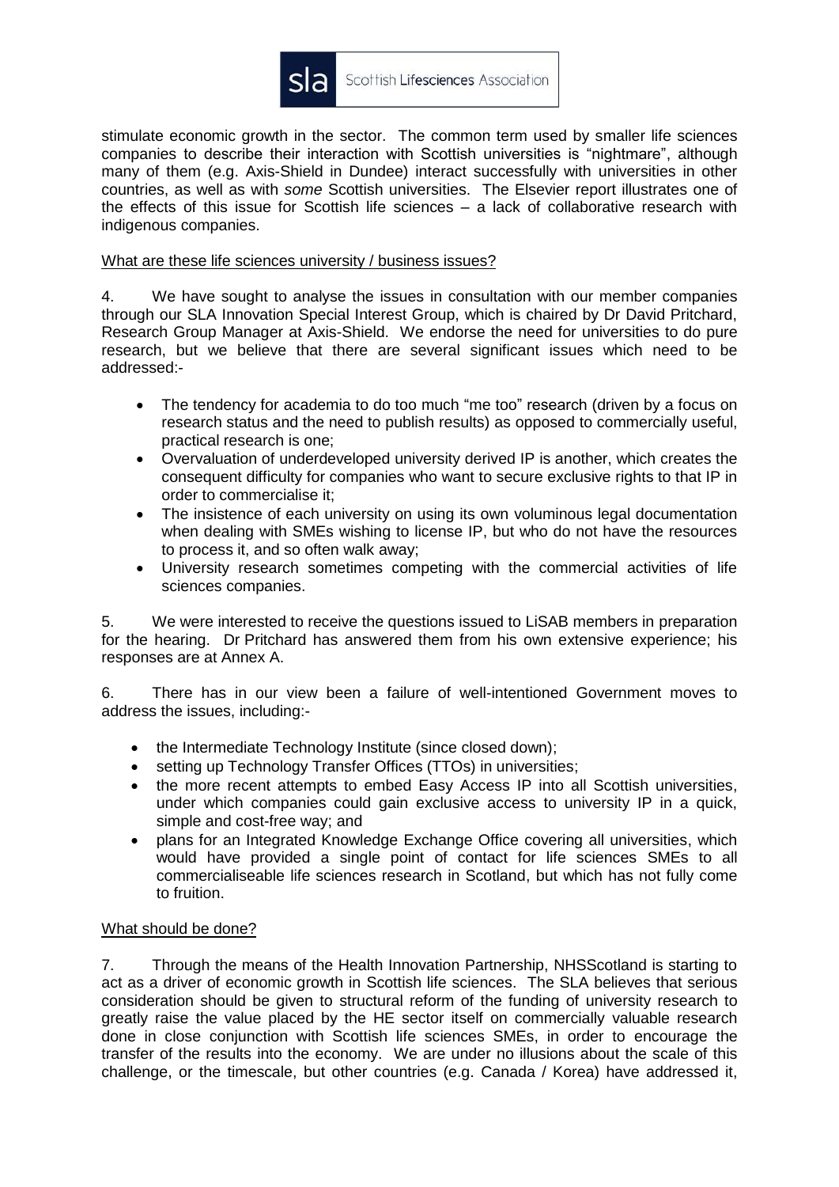stimulate economic growth in the sector. The common term used by smaller life sciences companies to describe their interaction with Scottish universities is "nightmare", although many of them (e.g. Axis-Shield in Dundee) interact successfully with universities in other countries, as well as with *some* Scottish universities. The Elsevier report illustrates one of the effects of this issue for Scottish life sciences – a lack of collaborative research with indigenous companies.

What are these life sciences university / business issues?

4. We have sought to analyse the issues in consultation with our member companies through our SLA Innovation Special Interest Group, which is chaired by Dr David Pritchard, Research Group Manager at Axis-Shield. We endorse the need for universities to do pure research, but we believe that there are several significant issues which need to be addressed:-

- The tendency for academia to do too much "me too" research (driven by a focus on research status and the need to publish results) as opposed to commercially useful, practical research is one;
- Overvaluation of underdeveloped university derived IP is another, which creates the consequent difficulty for companies who want to secure exclusive rights to that IP in order to commercialise it;
- The insistence of each university on using its own voluminous legal documentation when dealing with SMEs wishing to license IP, but who do not have the resources to process it, and so often walk away;
- University research sometimes competing with the commercial activities of life sciences companies.

5. We were interested to receive the questions issued to LiSAB members in preparation for the hearing. Dr Pritchard has answered them from his own extensive experience; his responses are at Annex A.

6. There has in our view been a failure of well-intentioned Government moves to address the issues, including:-

- the Intermediate Technology Institute (since closed down);
- setting up Technology Transfer Offices (TTOs) in universities;
- the more recent attempts to embed Easy Access IP into all Scottish universities, under which companies could gain exclusive access to university IP in a quick, simple and cost-free way; and
- plans for an Integrated Knowledge Exchange Office covering all universities, which would have provided a single point of contact for life sciences SMEs to all commercialiseable life sciences research in Scotland, but which has not fully come to fruition.

What should be done?

7. Through the means of the Health Innovation Partnership, NHSScotland is starting to act as a driver of economic growth in Scottish life sciences. The SLA believes that serious consideration should be given to structural reform of the funding of university research to greatly raise the value placed by the HE sector itself on commercially valuable research done in close conjunction with Scottish life sciences SMEs, in order to encourage the transfer of the results into the economy. We are under no illusions about the scale of this challenge, or the timescale, but other countries (e.g. Canada / Korea) have addressed it,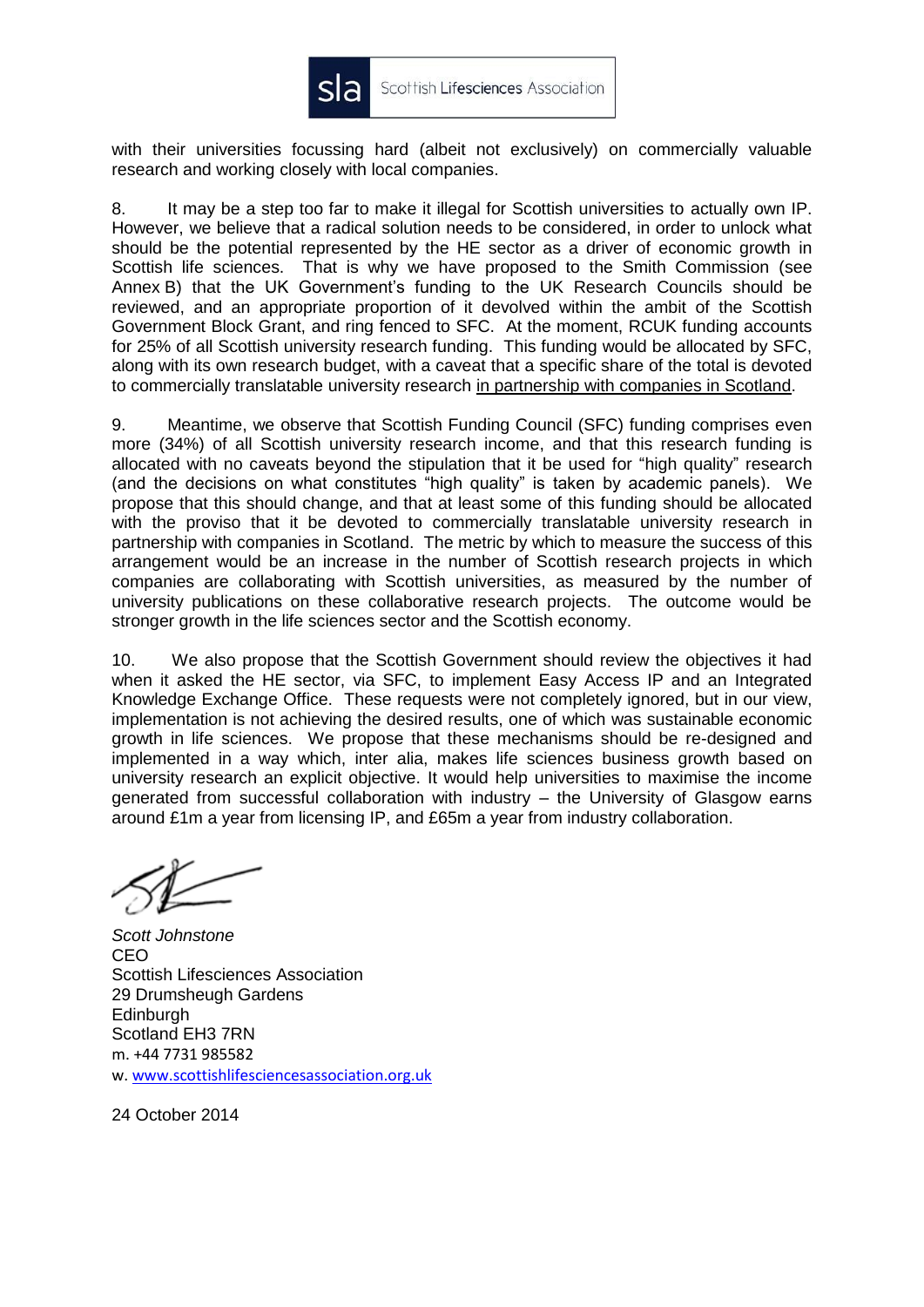with their universities focussing hard (albeit not exclusively) on commercially valuable research and working closely with local companies.

8. It may be a step too far to make it illegal for Scottish universities to actually own IP. However, we believe that a radical solution needs to be considered, in order to unlock what should be the potential represented by the HE sector as a driver of economic growth in Scottish life sciences. That is why we have proposed to the Smith Commission (see Annex B) that the UK Government's funding to the UK Research Councils should be reviewed, and an appropriate proportion of it devolved within the ambit of the Scottish Government Block Grant, and ring fenced to SFC. At the moment, RCUK funding accounts for 25% of all Scottish university research funding. This funding would be allocated by SFC, along with its own research budget, with a caveat that a specific share of the total is devoted to commercially translatable university research <u>in partnership with companies in Scotland</u>.

9. Meantime, we observe that Scottish Funding Council (SFC) funding comprises even more (34%) of all Scottish university research income, and that this research funding is allocated with no caveats beyond the stipulation that it be used for "high quality" research (and the decisions on what constitutes "high quality" is taken by academic panels). We propose that this should change, and that at least some of this funding should be allocated with the proviso that it be devoted to commercially translatable university research in partnership with companies in Scotland. The metric by which to measure the success of this arrangement would be an increase in the number of Scottish research projects in which companies are collaborating with Scottish universities, as measured by the number of university publications on these collaborative research projects. The outcome would be stronger growth in the life sciences sector and the Scottish economy.

10. We also propose that the Scottish Government should review the objectives it had when it asked the HE sector, via SFC, to implement Easy Access IP and an Integrated Knowledge Exchange Office. These requests were not completely ignored, but in our view, implementation is not achieving the desired results, one of which was sustainable economic growth in life sciences. We propose that these mechanisms should be re-designed and implemented in a way which, inter alia, makes life sciences business growth based on university research an explicit objective. It would help universities to maximise the income generated from successful collaboration with industry – the University of Glasgow earns around £1m a year from licensing IP, and £65m a year from industry collaboration.

*Scott Johnstone*
CEO
Scottish Lifesciences Association
29 Drumsheugh Gardens
Edinburgh
Scotland EH3 7RN
m. +44 7731 985582
w. www.scottishlifesciencesassociation.org.uk

24 October 2014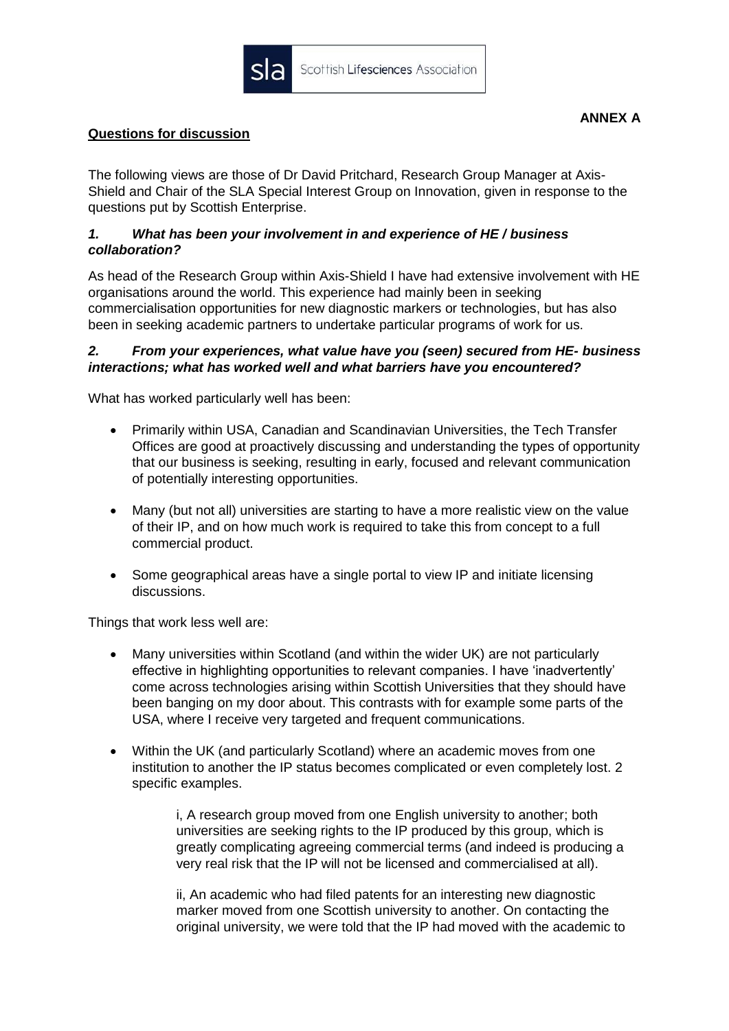**ANNEX A**

**Questions for discussion**

The following views are those of Dr David Pritchard, Research Group Manager at Axis-Shield and Chair of the SLA Special Interest Group on Innovation, given in response to the questions put by Scottish Enterprise.

### *1. What has been your involvement in and experience of HE / business collaboration?*

As head of the Research Group within Axis-Shield I have had extensive involvement with HE organisations around the world. This experience had mainly been in seeking commercialisation opportunities for new diagnostic markers or technologies, but has also been in seeking academic partners to undertake particular programs of work for us.

### *2. From your experiences, what value have you (seen) secured from HE- business interactions; what has worked well and what barriers have you encountered?*

What has worked particularly well has been:

- Primarily within USA, Canadian and Scandinavian Universities, the Tech Transfer Offices are good at proactively discussing and understanding the types of opportunity that our business is seeking, resulting in early, focused and relevant communication of potentially interesting opportunities.
- Many (but not all) universities are starting to have a more realistic view on the value of their IP, and on how much work is required to take this from concept to a full commercial product.
- Some geographical areas have a single portal to view IP and initiate licensing discussions.

Things that work less well are:

- Many universities within Scotland (and within the wider UK) are not particularly effective in highlighting opportunities to relevant companies. I have 'inadvertently' come across technologies arising within Scottish Universities that they should have been banging on my door about. This contrasts with for example some parts of the USA, where I receive very targeted and frequent communications.
- Within the UK (and particularly Scotland) where an academic moves from one institution to another the IP status becomes complicated or even completely lost. 2 specific examples.

  i, A research group moved from one English university to another; both universities are seeking rights to the IP produced by this group, which is greatly complicating agreeing commercial terms (and indeed is producing a very real risk that the IP will not be licensed and commercialised at all).

  ii, An academic who had filed patents for an interesting new diagnostic marker moved from one Scottish university to another. On contacting the original university, we were told that the IP had moved with the academic to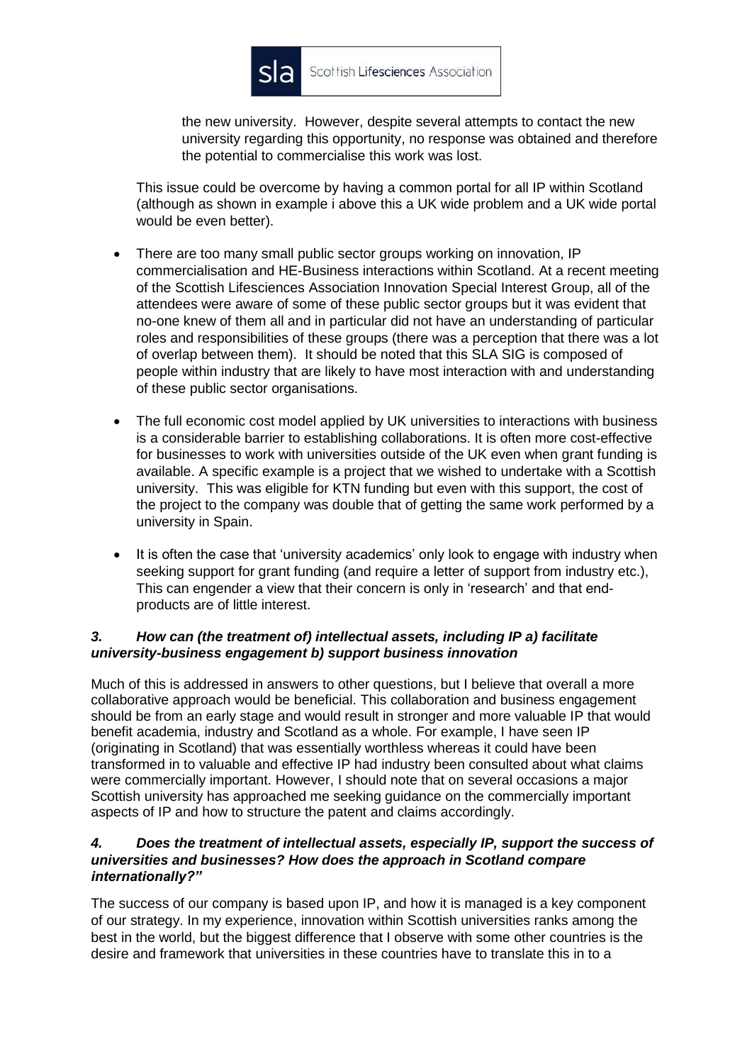the new university. However, despite several attempts to contact the new university regarding this opportunity, no response was obtained and therefore the potential to commercialise this work was lost.

This issue could be overcome by having a common portal for all IP within Scotland (although as shown in example i above this a UK wide problem and a UK wide portal would be even better).

- There are too many small public sector groups working on innovation, IP commercialisation and HE-Business interactions within Scotland. At a recent meeting of the Scottish Lifesciences Association Innovation Special Interest Group, all of the attendees were aware of some of these public sector groups but it was evident that no-one knew of them all and in particular did not have an understanding of particular roles and responsibilities of these groups (there was a perception that there was a lot of overlap between them). It should be noted that this SLA SIG is composed of people within industry that are likely to have most interaction with and understanding of these public sector organisations.
- The full economic cost model applied by UK universities to interactions with business is a considerable barrier to establishing collaborations. It is often more cost-effective for businesses to work with universities outside of the UK even when grant funding is available. A specific example is a project that we wished to undertake with a Scottish university. This was eligible for KTN funding but even with this support, the cost of the project to the company was double that of getting the same work performed by a university in Spain.
- It is often the case that 'university academics' only look to engage with industry when seeking support for grant funding (and require a letter of support from industry etc.), This can engender a view that their concern is only in 'research' and that end-products are of little interest.

### *3. How can (the treatment of) intellectual assets, including IP a) facilitate university-business engagement b) support business innovation*

Much of this is addressed in answers to other questions, but I believe that overall a more collaborative approach would be beneficial. This collaboration and business engagement should be from an early stage and would result in stronger and more valuable IP that would benefit academia, industry and Scotland as a whole. For example, I have seen IP (originating in Scotland) that was essentially worthless whereas it could have been transformed in to valuable and effective IP had industry been consulted about what claims were commercially important. However, I should note that on several occasions a major Scottish university has approached me seeking guidance on the commercially important aspects of IP and how to structure the patent and claims accordingly.

### *4. Does the treatment of intellectual assets, especially IP, support the success of universities and businesses? How does the approach in Scotland compare internationally?"*

The success of our company is based upon IP, and how it is managed is a key component of our strategy. In my experience, innovation within Scottish universities ranks among the best in the world, but the biggest difference that I observe with some other countries is the desire and framework that universities in these countries have to translate this in to a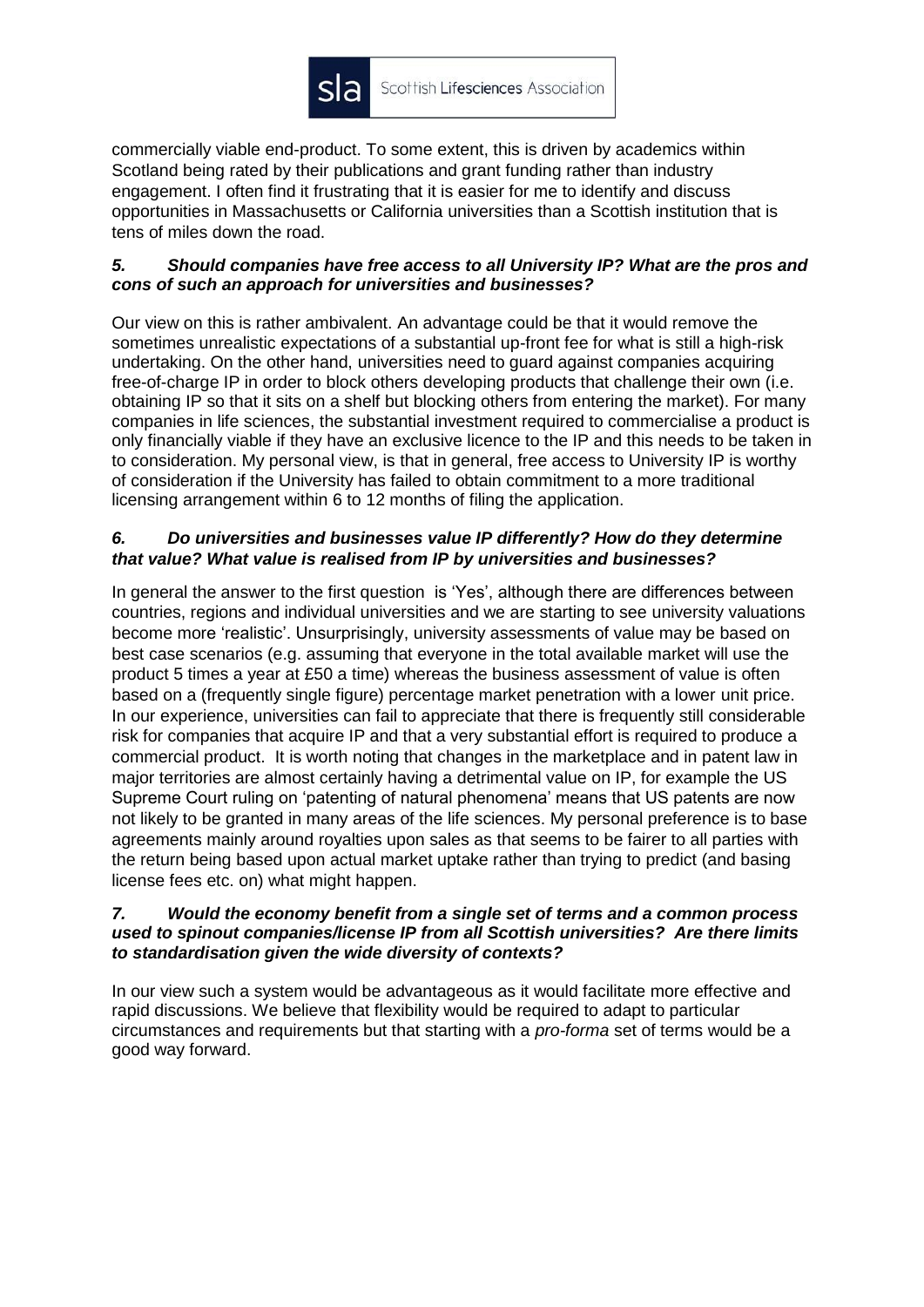commercially viable end-product. To some extent, this is driven by academics within Scotland being rated by their publications and grant funding rather than industry engagement. I often find it frustrating that it is easier for me to identify and discuss opportunities in Massachusetts or California universities than a Scottish institution that is tens of miles down the road.

### *5. Should companies have free access to all University IP? What are the pros and cons of such an approach for universities and businesses?*

Our view on this is rather ambivalent. An advantage could be that it would remove the sometimes unrealistic expectations of a substantial up-front fee for what is still a high-risk undertaking. On the other hand, universities need to guard against companies acquiring free-of-charge IP in order to block others developing products that challenge their own (i.e. obtaining IP so that it sits on a shelf but blocking others from entering the market). For many companies in life sciences, the substantial investment required to commercialise a product is only financially viable if they have an exclusive licence to the IP and this needs to be taken in to consideration. My personal view, is that in general, free access to University IP is worthy of consideration if the University has failed to obtain commitment to a more traditional licensing arrangement within 6 to 12 months of filing the application.

### *6. Do universities and businesses value IP differently? How do they determine that value? What value is realised from IP by universities and businesses?*

In general the answer to the first question is 'Yes', although there are differences between countries, regions and individual universities and we are starting to see university valuations become more 'realistic'. Unsurprisingly, university assessments of value may be based on best case scenarios (e.g. assuming that everyone in the total available market will use the product 5 times a year at £50 a time) whereas the business assessment of value is often based on a (frequently single figure) percentage market penetration with a lower unit price. In our experience, universities can fail to appreciate that there is frequently still considerable risk for companies that acquire IP and that a very substantial effort is required to produce a commercial product. It is worth noting that changes in the marketplace and in patent law in major territories are almost certainly having a detrimental value on IP, for example the US Supreme Court ruling on 'patenting of natural phenomena' means that US patents are now not likely to be granted in many areas of the life sciences. My personal preference is to base agreements mainly around royalties upon sales as that seems to be fairer to all parties with the return being based upon actual market uptake rather than trying to predict (and basing license fees etc. on) what might happen.

### *7. Would the economy benefit from a single set of terms and a common process used to spinout companies/license IP from all Scottish universities? Are there limits to standardisation given the wide diversity of contexts?*

In our view such a system would be advantageous as it would facilitate more effective and rapid discussions. We believe that flexibility would be required to adapt to particular circumstances and requirements but that starting with a *pro-forma* set of terms would be a good way forward.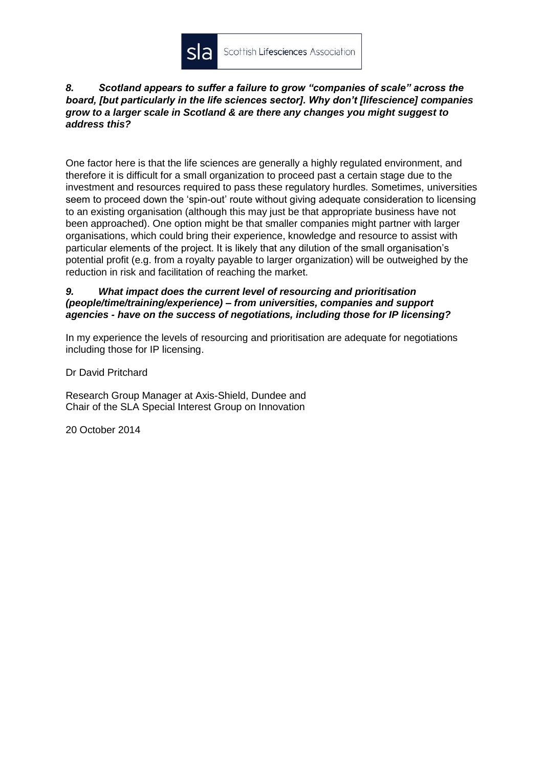***8. Scotland appears to suffer a failure to grow "companies of scale" across the board, [but particularly in the life sciences sector]. Why don't [lifescience] companies grow to a larger scale in Scotland & are there any changes you might suggest to address this?***

One factor here is that the life sciences are generally a highly regulated environment, and therefore it is difficult for a small organization to proceed past a certain stage due to the investment and resources required to pass these regulatory hurdles. Sometimes, universities seem to proceed down the 'spin-out' route without giving adequate consideration to licensing to an existing organisation (although this may just be that appropriate business have not been approached). One option might be that smaller companies might partner with larger organisations, which could bring their experience, knowledge and resource to assist with particular elements of the project. It is likely that any dilution of the small organisation's potential profit (e.g. from a royalty payable to larger organization) will be outweighed by the reduction in risk and facilitation of reaching the market.

***9. What impact does the current level of resourcing and prioritisation (people/time/training/experience) – from universities, companies and support agencies - have on the success of negotiations, including those for IP licensing?***

In my experience the levels of resourcing and prioritisation are adequate for negotiations including those for IP licensing.

Dr David Pritchard

Research Group Manager at Axis-Shield, Dundee and
Chair of the SLA Special Interest Group on Innovation

20 October 2014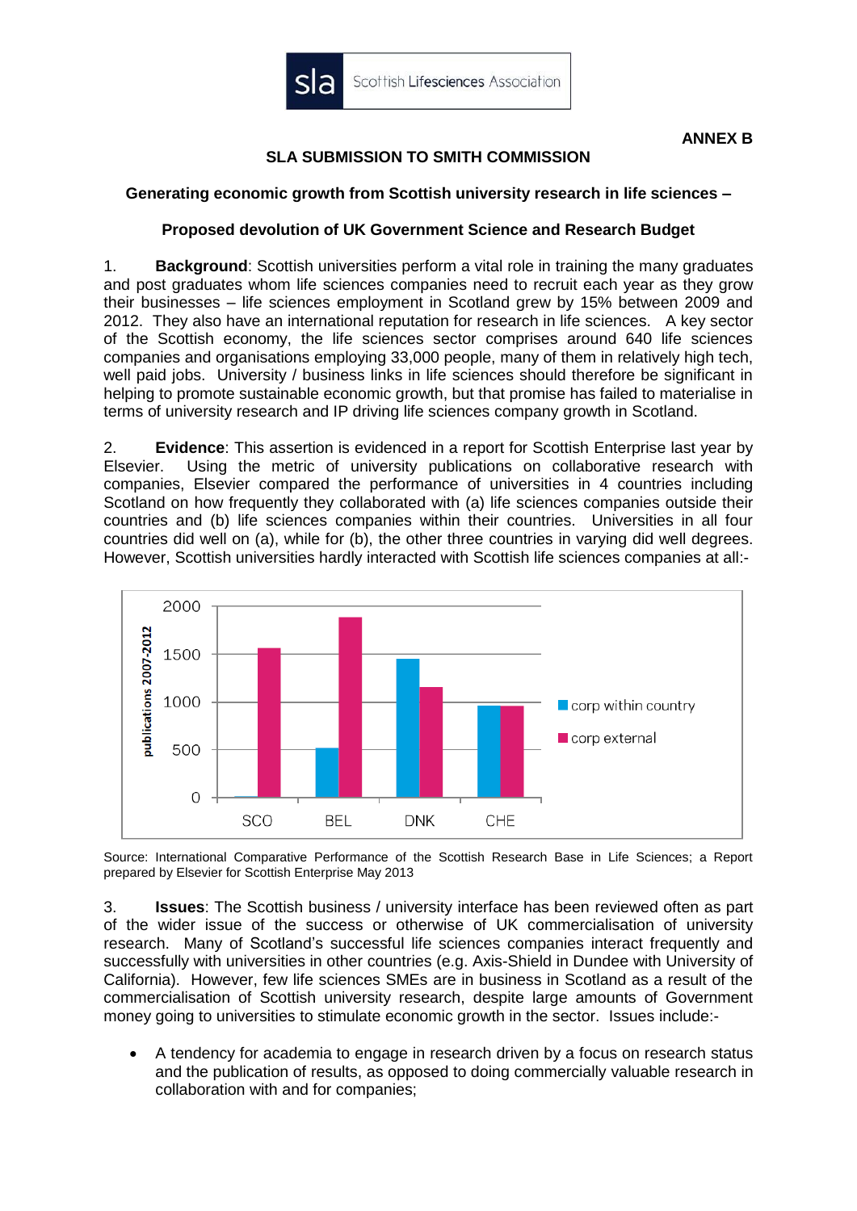**sla** Scottish Lifesciences Association

**ANNEX B**

## SLA SUBMISSION TO SMITH COMMISSION

### Generating economic growth from Scottish university research in life sciences –

### Proposed devolution of UK Government Science and Research Budget

1. **Background**: Scottish universities perform a vital role in training the many graduates and post graduates whom life sciences companies need to recruit each year as they grow their businesses – life sciences employment in Scotland grew by 15% between 2009 and 2012. They also have an international reputation for research in life sciences. A key sector of the Scottish economy, the life sciences sector comprises around 640 life sciences companies and organisations employing 33,000 people, many of them in relatively high tech, well paid jobs. University / business links in life sciences should therefore be significant in helping to promote sustainable economic growth, but that promise has failed to materialise in terms of university research and IP driving life sciences company growth in Scotland.

2. **Evidence**: This assertion is evidenced in a report for Scottish Enterprise last year by Elsevier. Using the metric of university publications on collaborative research with companies, Elsevier compared the performance of universities in 4 countries including Scotland on how frequently they collaborated with (a) life sciences companies outside their countries and (b) life sciences companies within their countries. Universities in all four countries did well on (a), while for (b), the other three countries in varying did well degrees. However, Scottish universities hardly interacted with Scottish life sciences companies at all:-

Source: International Comparative Performance of the Scottish Research Base in Life Sciences; a Report prepared by Elsevier for Scottish Enterprise May 2013

3. **Issues**: The Scottish business / university interface has been reviewed often as part of the wider issue of the success or otherwise of UK commercialisation of university research. Many of Scotland's successful life sciences companies interact frequently and successfully with universities in other countries (e.g. Axis-Shield in Dundee with University of California). However, few life sciences SMEs are in business in Scotland as a result of the commercialisation of Scottish university research, despite large amounts of Government money going to universities to stimulate economic growth in the sector. Issues include:-

- A tendency for academia to engage in research driven by a focus on research status and the publication of results, as opposed to doing commercially valuable research in collaboration with and for companies;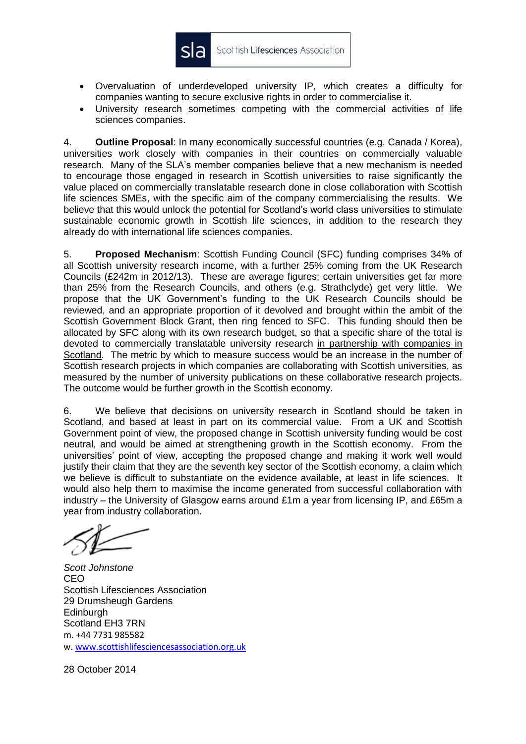- Overvaluation of underdeveloped university IP, which creates a difficulty for companies wanting to secure exclusive rights in order to commercialise it.
- University research sometimes competing with the commercial activities of life sciences companies.

4. **Outline Proposal**: In many economically successful countries (e.g. Canada / Korea), universities work closely with companies in their countries on commercially valuable research. Many of the SLA's member companies believe that a new mechanism is needed to encourage those engaged in research in Scottish universities to raise significantly the value placed on commercially translatable research done in close collaboration with Scottish life sciences SMEs, with the specific aim of the company commercialising the results. We believe that this would unlock the potential for Scotland's world class universities to stimulate sustainable economic growth in Scottish life sciences, in addition to the research they already do with international life sciences companies.

5. **Proposed Mechanism**: Scottish Funding Council (SFC) funding comprises 34% of all Scottish university research income, with a further 25% coming from the UK Research Councils (£242m in 2012/13). These are average figures; certain universities get far more than 25% from the Research Councils, and others (e.g. Strathclyde) get very little. We propose that the UK Government's funding to the UK Research Councils should be reviewed, and an appropriate proportion of it devolved and brought within the ambit of the Scottish Government Block Grant, then ring fenced to SFC. This funding should then be allocated by SFC along with its own research budget, so that a specific share of the total is devoted to commercially translatable university research <u>in partnership with companies in Scotland</u>. The metric by which to measure success would be an increase in the number of Scottish research projects in which companies are collaborating with Scottish universities, as measured by the number of university publications on these collaborative research projects. The outcome would be further growth in the Scottish economy.

6. We believe that decisions on university research in Scotland should be taken in Scotland, and based at least in part on its commercial value. From a UK and Scottish Government point of view, the proposed change in Scottish university funding would be cost neutral, and would be aimed at strengthening growth in the Scottish economy. From the universities' point of view, accepting the proposed change and making it work well would justify their claim that they are the seventh key sector of the Scottish economy, a claim which we believe is difficult to substantiate on the evidence available, at least in life sciences. It would also help them to maximise the income generated from successful collaboration with industry – the University of Glasgow earns around £1m a year from licensing IP, and £65m a year from industry collaboration.

*Scott Johnstone*
CEO
Scottish Lifesciences Association
29 Drumsheugh Gardens
Edinburgh
Scotland EH3 7RN
m. +44 7731 985582
w. www.scottishlifesciencesassociation.org.uk

28 October 2014